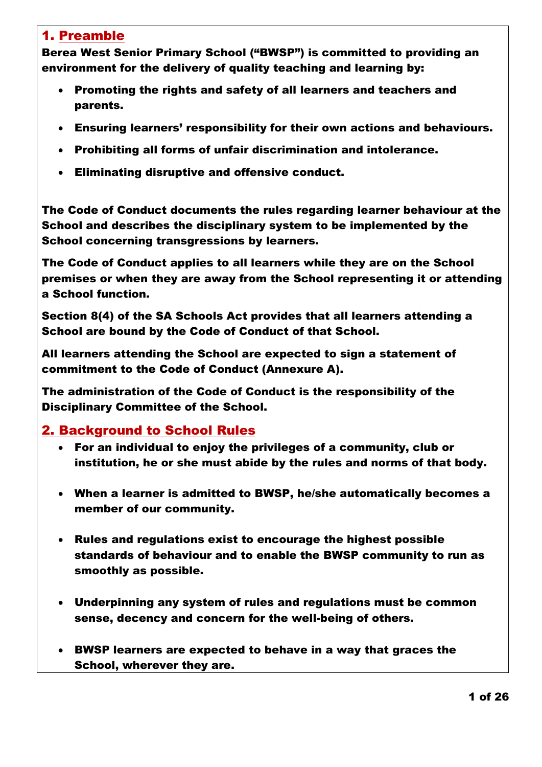## 1. Preamble

**Berea West Senior Primary School ("BWSP") is committed to providing an environment for the delivery of quality teaching and learning by:**

- **Promoting the rights and safety of all learners and teachers and parents.**
- **Ensuring learners' responsibility for their own actions and behaviours.**
- **Prohibiting all forms of unfair discrimination and intolerance.**
- **Eliminating disruptive and offensive conduct.**

**The Code of Conduct documents the rules regarding learner behaviour at the School and describes the disciplinary system to be implemented by the School concerning transgressions by learners.**

**The Code of Conduct applies to all learners while they are on the School premises or when they are away from the School representing it or attending a School function.**

**Section 8(4) of the SA Schools Act provides that all learners attending a School are bound by the Code of Conduct of that School.**

**All learners attending the School are expected to sign a statement of commitment to the Code of Conduct (Annexure A).**

**The administration of the Code of Conduct is the responsibility of the Disciplinary Committee of the School.**

## 2. Background to School Rules

- **For an individual to enjoy the privileges of a community, club or institution, he or she must abide by the rules and norms of that body.**
- **When a learner is admitted to BWSP, he/she automatically becomes a member of our community.**
- **Rules and regulations exist to encourage the highest possible standards of behaviour and to enable the BWSP community to run as smoothly as possible.**
- **Underpinning any system of rules and regulations must be common sense, decency and concern for the well-being of others.**
- **BWSP learners are expected to behave in a way that graces the School, wherever they are.**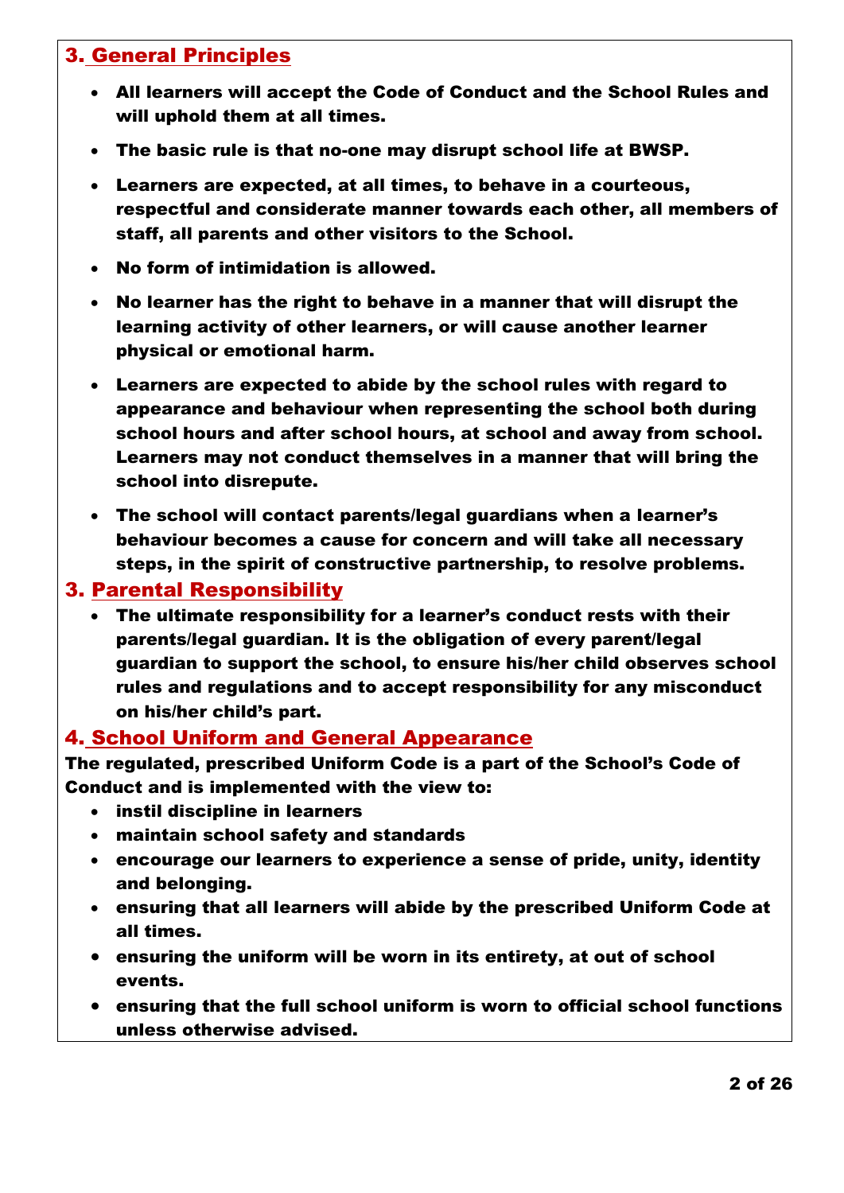## 3. General Principles

- **All learners will accept the Code of Conduct and the School Rules and will uphold them at all times.**
- **The basic rule is that no-one may disrupt school life at BWSP.**
- **Learners are expected, at all times, to behave in a courteous, respectful and considerate manner towards each other, all members of staff, all parents and other visitors to the School.**
- **No form of intimidation is allowed.**
- **No learner has the right to behave in a manner that will disrupt the learning activity of other learners, or will cause another learner physical or emotional harm.**
- **Learners are expected to abide by the school rules with regard to appearance and behaviour when representing the school both during school hours and after school hours, at school and away from school. Learners may not conduct themselves in a manner that will bring the school into disrepute.**
- **The school will contact parents/legal guardians when a learner's behaviour becomes a cause for concern and will take all necessary steps, in the spirit of constructive partnership, to resolve problems.**

## 3. Parental Responsibility

- **The ultimate responsibility for a learner's conduct rests with their parents/legal guardian. It is the obligation of every parent/legal guardian to support the school, to ensure his/her child observes school rules and regulations and to accept responsibility for any misconduct on his/her child's part.**

## 4. School Uniform and General Appearance

**The regulated, prescribed Uniform Code is a part of the School's Code of Conduct and is implemented with the view to:**

- **instil discipline in learners**
- **maintain school safety and standards**
- **encourage our learners to experience a sense of pride, unity, identity and belonging.**
- **ensuring that all learners will abide by the prescribed Uniform Code at all times.**
- **ensuring the uniform will be worn in its entirety, at out of school events.**
- **ensuring that the full school uniform is worn to official school functions unless otherwise advised.**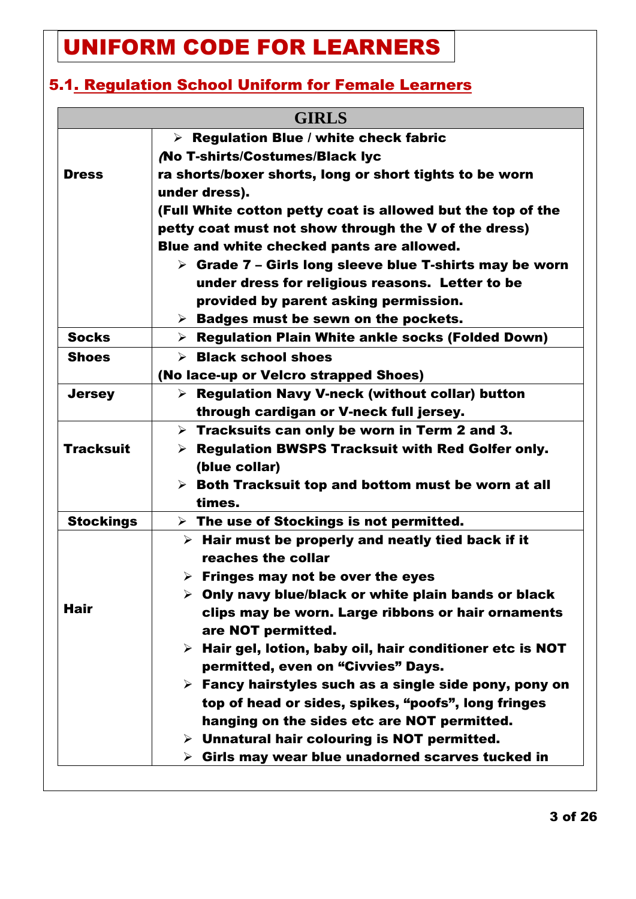# UNIFORM CODE FOR LEARNERS

## 5.1. Regulation School Uniform for Female Learners

| GIRLS | |
|---|---|
| **Dress** | ➢ **Regulation Blue / white check fabric** <br>**(No T-shirts/Costumes/Black lyc ra shorts/boxer shorts, long or short tights to be worn under dress).** <br>**(Full White cotton petty coat is allowed but the top of the petty coat must not show through the V of the dress)** <br>**Blue and white checked pants are allowed.** <br>➢ **Grade 7 – Girls long sleeve blue T-shirts may be worn under dress for religious reasons. Letter to be provided by parent asking permission.** <br>➢ **Badges must be sewn on the pockets.** |
| **Socks** | ➢ **Regulation Plain White ankle socks (Folded Down)** |
| **Shoes** | ➢ **Black school shoes** <br>**(No lace-up or Velcro strapped Shoes)** |
| **Jersey** | ➢ **Regulation Navy V-neck (without collar) button through cardigan or V-neck full jersey.** |
| **Tracksuit** | ➢ **Tracksuits can only be worn in Term 2 and 3.** <br>➢ **Regulation BWSPS Tracksuit with Red Golfer only. (blue collar)** <br>➢ **Both Tracksuit top and bottom must be worn at all times.** |
| **Stockings** | ➢ **The use of Stockings is not permitted.** |
| **Hair** | ➢ **Hair must be properly and neatly tied back if it reaches the collar** <br>➢ **Fringes may not be over the eyes** <br>➢ **Only navy blue/black or white plain bands or black clips may be worn. Large ribbons or hair ornaments are NOT permitted.** <br>➢ **Hair gel, lotion, baby oil, hair conditioner etc is NOT permitted, even on "Civvies" Days.** <br>➢ **Fancy hairstyles such as a single side pony, pony on top of head or sides, spikes, "poofs", long fringes hanging on the sides etc are NOT permitted.** <br>➢ **Unnatural hair colouring is NOT permitted.** <br>➢ **Girls may wear blue unadorned scarves tucked in** |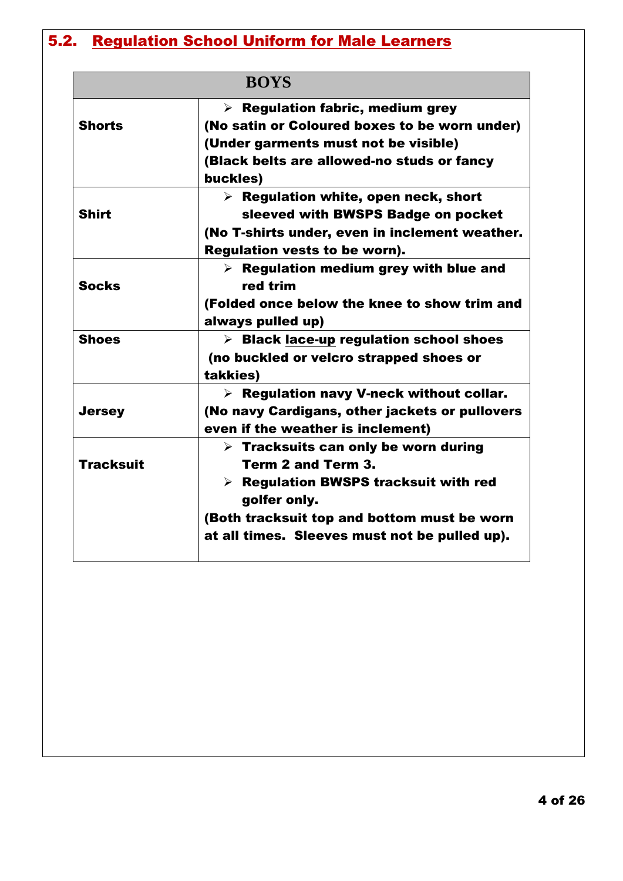## 5.2. Regulation School Uniform for Male Learners

| BOYS | |
|---|---|
| **Shorts** | ➢ **Regulation fabric, medium grey**<br>**(No satin or Coloured boxes to be worn under)**<br>**(Under garments must not be visible)**<br>**(Black belts are allowed-no studs or fancy buckles)** |
| **Shirt** | ➢ **Regulation white, open neck, short sleeved with BWSPS Badge on pocket**<br>**(No T-shirts under, even in inclement weather. Regulation vests to be worn).** |
| **Socks** | ➢ **Regulation medium grey with blue and red trim**<br>**(Folded once below the knee to show trim and always pulled up)** |
| **Shoes** | ➢ **Black <u>lace-up</u> regulation school shoes**<br>**(no buckled or velcro strapped shoes or takkies)** |
| **Jersey** | ➢ **Regulation navy V-neck without collar.**<br>**(No navy Cardigans, other jackets or pullovers even if the weather is inclement)** |
| **Tracksuit** | ➢ **Tracksuits can only be worn during Term 2 and Term 3.**<br>➢ **Regulation BWSPS tracksuit with red golfer only.**<br>**(Both tracksuit top and bottom must be worn at all times. Sleeves must not be pulled up).** |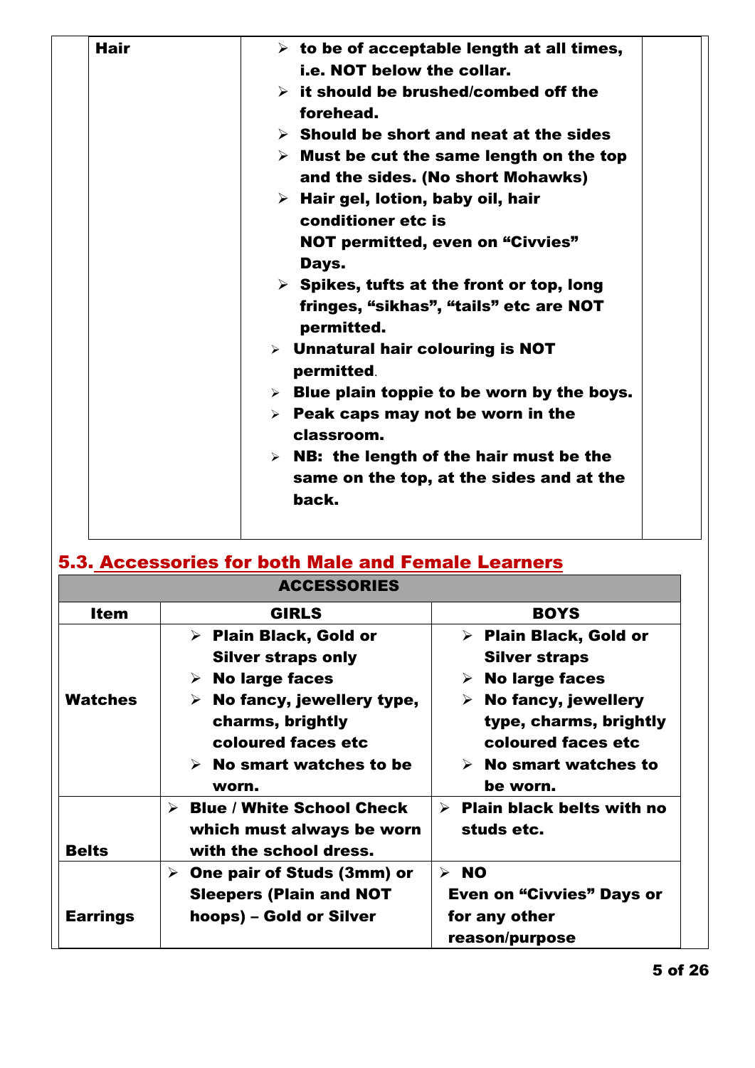| Hair | <ul><li>to be of acceptable length at all times, i.e. NOT below the collar.</li><li>it should be brushed/combed off the forehead.</li><li>Should be short and neat at the sides</li><li>Must be cut the same length on the top and the sides. (No short Mohawks)</li><li>Hair gel, lotion, baby oil, hair conditioner etc is NOT permitted, even on "Civvies" Days.</li><li>Spikes, tufts at the front or top, long fringes, "sikhas", "tails" etc are NOT permitted.</li><li>Unnatural hair colouring is NOT permitted.</li><li>Blue plain toppie to be worn by the boys.</li><li>Peak caps may not be worn in the classroom.</li><li>NB: the length of the hair must be the same on the top, at the sides and at the back.</li></ul> | |
|---|---|---|

## 5.3. Accessories for both Male and Female Learners

| ACCESSORIES | | |
|---|---|---|
| **Item** | **GIRLS** | **BOYS** |
| **Watches** | <ul><li>Plain Black, Gold or Silver straps only</li><li>No large faces</li><li>No fancy, jewellery type, charms, brightly coloured faces etc</li><li>No smart watches to be worn.</li></ul> | <ul><li>Plain Black, Gold or Silver straps</li><li>No large faces</li><li>No fancy, jewellery type, charms, brightly coloured faces etc</li><li>No smart watches to be worn.</li></ul> |
| **Belts** | <ul><li>Blue / White School Check which must always be worn with the school dress.</li></ul> | <ul><li>Plain black belts with no studs etc.</li></ul> |
| **Earrings** | <ul><li>One pair of Studs (3mm) or Sleepers (Plain and NOT hoops) – Gold or Silver</li></ul> | <ul><li>NO</li></ul> Even on "Civvies" Days or for any other reason/purpose |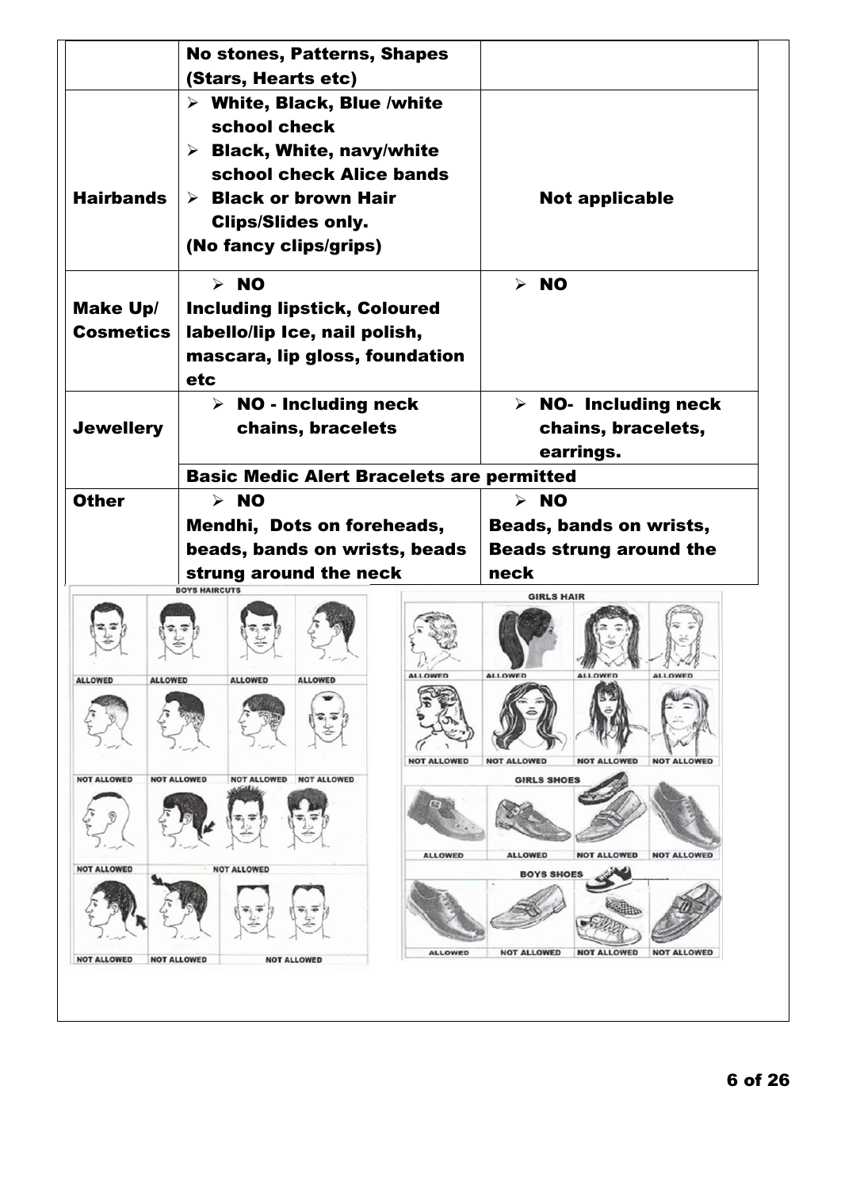| | | |
|---|---|---|
| | No stones, Patterns, Shapes (Stars, Hearts etc) | |
| **Hairbands** | ➢ White, Black, Blue /white school check<br>➢ Black, White, navy/white school check Alice bands<br>➢ Black or brown Hair Clips/Slides only.<br>(No fancy clips/grips) | Not applicable |
| **Make Up/ Cosmetics** | ➢ NO<br>Including lipstick, Coloured labello/lip Ice, nail polish, mascara, lip gloss, foundation etc | ➢ NO |
| **Jewellery** | ➢ NO - Including neck chains, bracelets | ➢ NO- Including neck chains, bracelets, earrings. |
| | Basic Medic Alert Bracelets are permitted | |
| **Other** | ➢ NO<br>Mendhi, Dots on foreheads, beads, bands on wrists, beads strung around the neck | ➢ NO<br>Beads, bands on wrists, Beads strung around the neck |

BOYS HAIRCUTS

| | | | |
|---|---|---|---|
| ALLOWED | ALLOWED | ALLOWED | ALLOWED |
| NOT ALLOWED | NOT ALLOWED | NOT ALLOWED | NOT ALLOWED |
| NOT ALLOWED | NOT ALLOWED | | |
| NOT ALLOWED | NOT ALLOWED | NOT ALLOWED | |

GIRLS HAIR

| | | | |
|---|---|---|---|
| ALLOWED | ALLOWED | ALLOWED | ALLOWED |
| NOT ALLOWED | NOT ALLOWED | NOT ALLOWED | NOT ALLOWED |

GIRLS SHOES

| | | | |
|---|---|---|---|
| ALLOWED | ALLOWED | NOT ALLOWED | NOT ALLOWED |

BOYS SHOES

| | | | |
|---|---|---|---|
| ALLOWED | NOT ALLOWED | NOT ALLOWED | NOT ALLOWED |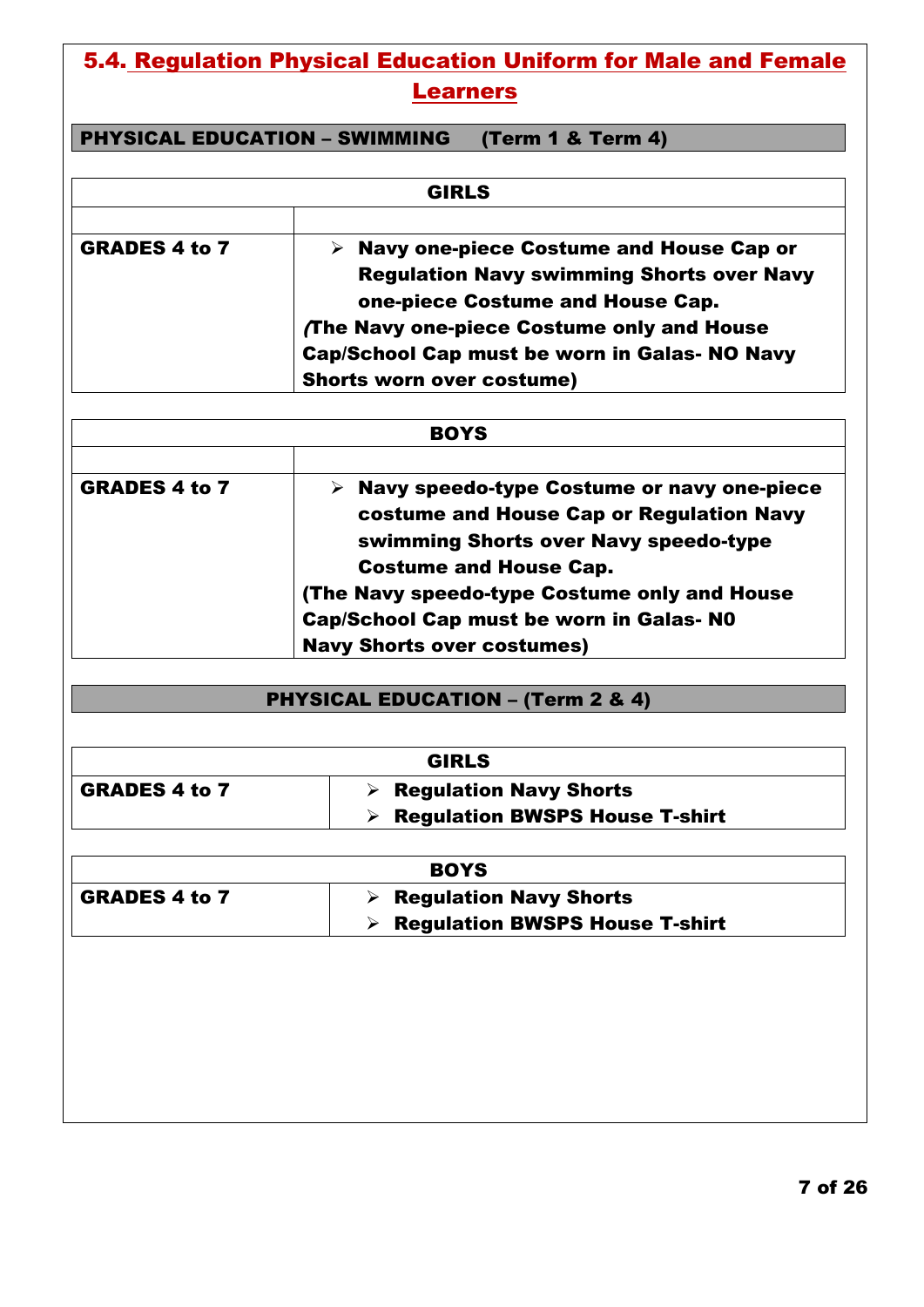## 5.4. Regulation Physical Education Uniform for Male and Female Learners

**PHYSICAL EDUCATION – SWIMMING (Term 1 & Term 4)**

| GIRLS | |
|---|---|
| | |
| **GRADES 4 to 7** | ➢ **Navy one-piece Costume and House Cap or Regulation Navy swimming Shorts over Navy one-piece Costume and House Cap.** **(The Navy one-piece Costume only and House Cap/School Cap must be worn in Galas- NO Navy Shorts worn over costume)** |

| BOYS | |
|---|---|
| | |
| **GRADES 4 to 7** | ➢ **Navy speedo-type Costume or navy one-piece costume and House Cap or Regulation Navy swimming Shorts over Navy speedo-type Costume and House Cap.** **(The Navy speedo-type Costume only and House Cap/School Cap must be worn in Galas- N0 Navy Shorts over costumes)** |

**PHYSICAL EDUCATION – (Term 2 & 4)**

| GIRLS | |
|---|---|
| **GRADES 4 to 7** | ➢ **Regulation Navy Shorts** ➢ **Regulation BWSPS House T-shirt** |

| BOYS | |
|---|---|
| **GRADES 4 to 7** | ➢ **Regulation Navy Shorts** ➢ **Regulation BWSPS House T-shirt** |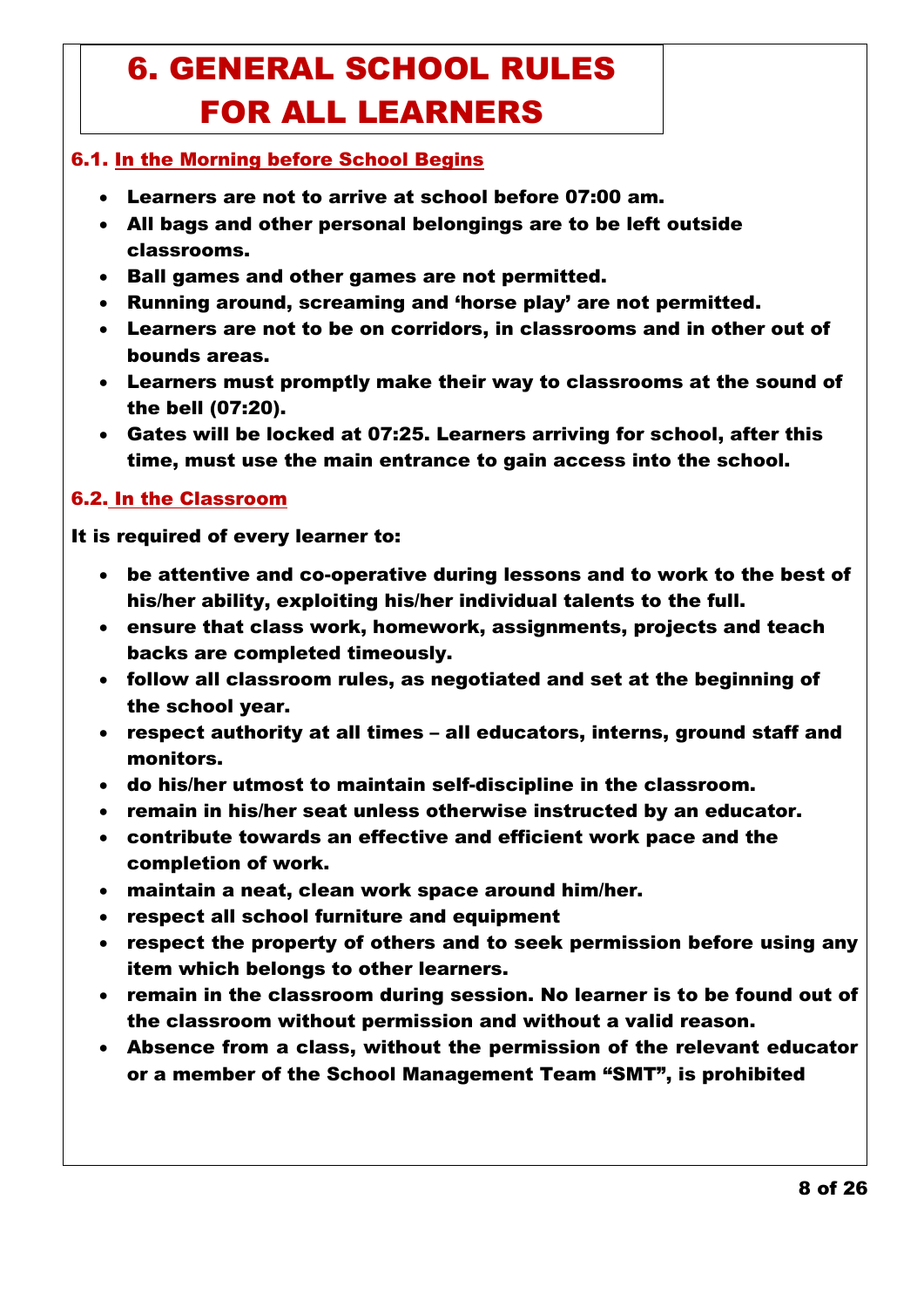# 6. GENERAL SCHOOL RULES FOR ALL LEARNERS

## 6.1. In the Morning before School Begins

- **Learners are not to arrive at school before 07:00 am.**
- **All bags and other personal belongings are to be left outside classrooms.**
- **Ball games and other games are not permitted.**
- **Running around, screaming and 'horse play' are not permitted.**
- **Learners are not to be on corridors, in classrooms and in other out of bounds areas.**
- **Learners must promptly make their way to classrooms at the sound of the bell (07:20).**
- **Gates will be locked at 07:25. Learners arriving for school, after this time, must use the main entrance to gain access into the school.**

## 6.2. In the Classroom

**It is required of every learner to:**

- **be attentive and co-operative during lessons and to work to the best of his/her ability, exploiting his/her individual talents to the full.**
- **ensure that class work, homework, assignments, projects and teach backs are completed timeously.**
- **follow all classroom rules, as negotiated and set at the beginning of the school year.**
- **respect authority at all times – all educators, interns, ground staff and monitors.**
- **do his/her utmost to maintain self-discipline in the classroom.**
- **remain in his/her seat unless otherwise instructed by an educator.**
- **contribute towards an effective and efficient work pace and the completion of work.**
- **maintain a neat, clean work space around him/her.**
- **respect all school furniture and equipment**
- **respect the property of others and to seek permission before using any item which belongs to other learners.**
- **remain in the classroom during session. No learner is to be found out of the classroom without permission and without a valid reason.**
- **Absence from a class, without the permission of the relevant educator or a member of the School Management Team "SMT", is prohibited**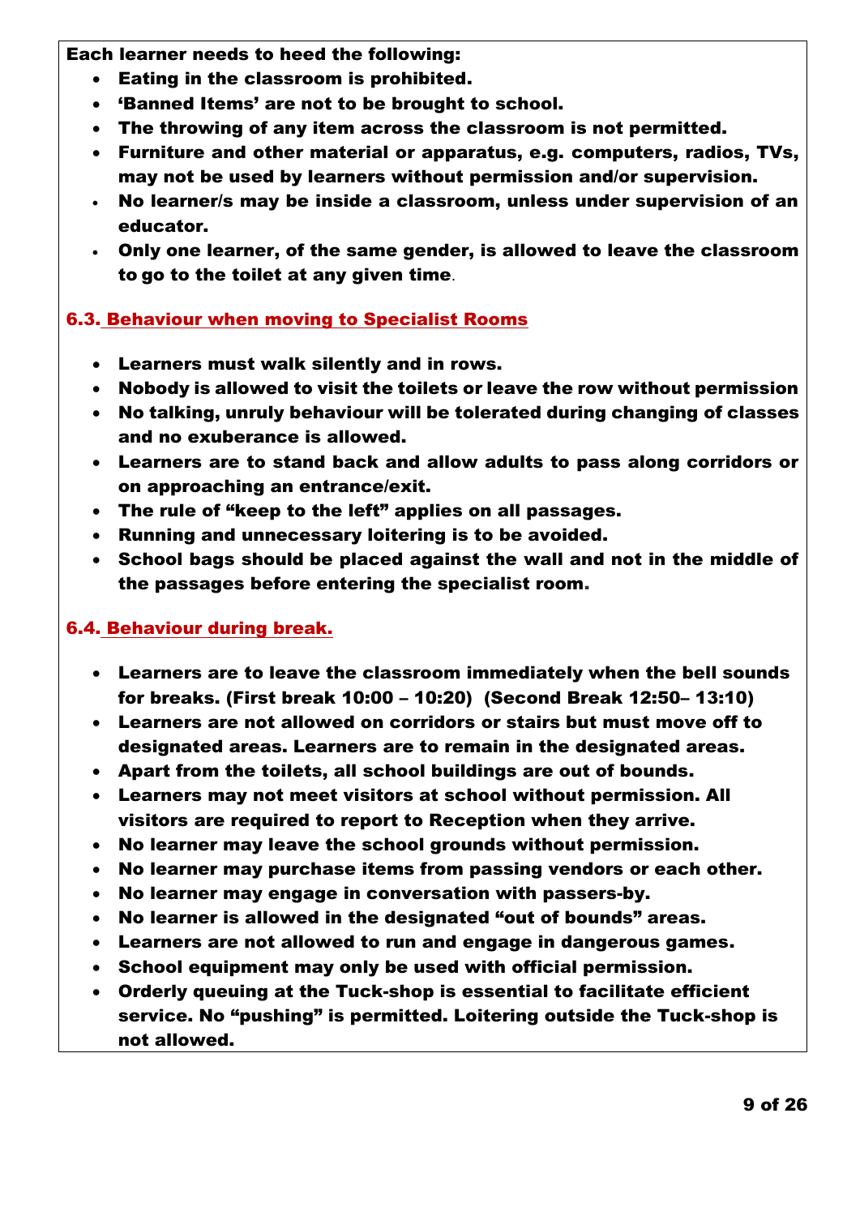**Each learner needs to heed the following:**

- **Eating in the classroom is prohibited.**
- **'Banned Items' are not to be brought to school.**
- **The throwing of any item across the classroom is not permitted.**
- **Furniture and other material or apparatus, e.g. computers, radios, TVs, may not be used by learners without permission and/or supervision.**
- **No learner/s may be inside a classroom, unless under supervision of an educator.**
- **Only one learner, of the same gender, is allowed to leave the classroom to go to the toilet at any given time.**

### 6.3. Behaviour when moving to Specialist Rooms

- **Learners must walk silently and in rows.**
- **Nobody is allowed to visit the toilets or leave the row without permission**
- **No talking, unruly behaviour will be tolerated during changing of classes and no exuberance is allowed.**
- **Learners are to stand back and allow adults to pass along corridors or on approaching an entrance/exit.**
- **The rule of "keep to the left" applies on all passages.**
- **Running and unnecessary loitering is to be avoided.**
- **School bags should be placed against the wall and not in the middle of the passages before entering the specialist room.**

### 6.4. Behaviour during break.

- **Learners are to leave the classroom immediately when the bell sounds for breaks. (First break 10:00 – 10:20) (Second Break 12:50– 13:10)**
- **Learners are not allowed on corridors or stairs but must move off to designated areas. Learners are to remain in the designated areas.**
- **Apart from the toilets, all school buildings are out of bounds.**
- **Learners may not meet visitors at school without permission. All visitors are required to report to Reception when they arrive.**
- **No learner may leave the school grounds without permission.**
- **No learner may purchase items from passing vendors or each other.**
- **No learner may engage in conversation with passers-by.**
- **No learner is allowed in the designated "out of bounds" areas.**
- **Learners are not allowed to run and engage in dangerous games.**
- **School equipment may only be used with official permission.**
- **Orderly queuing at the Tuck-shop is essential to facilitate efficient service. No "pushing" is permitted. Loitering outside the Tuck-shop is not allowed.**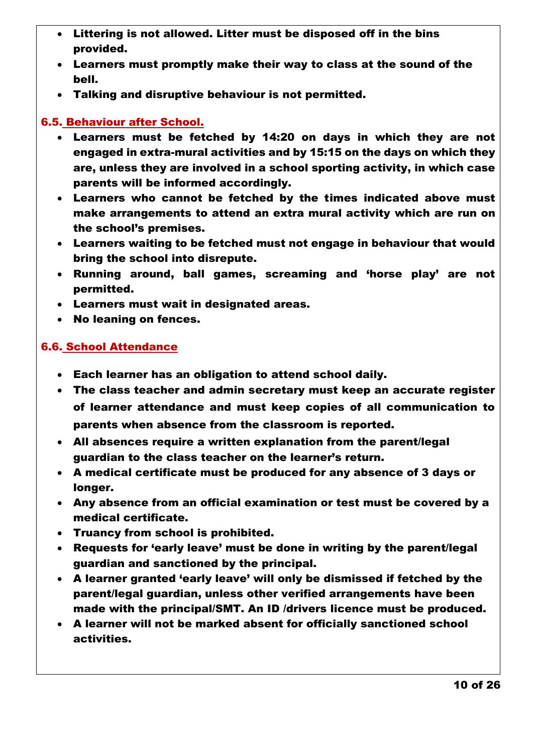- **Littering is not allowed. Litter must be disposed off in the bins provided.**
- **Learners must promptly make their way to class at the sound of the bell.**
- **Talking and disruptive behaviour is not permitted.**

### 6.5. Behaviour after School.

- **Learners must be fetched by 14:20 on days in which they are not engaged in extra-mural activities and by 15:15 on the days on which they are, unless they are involved in a school sporting activity, in which case parents will be informed accordingly.**
- **Learners who cannot be fetched by the times indicated above must make arrangements to attend an extra mural activity which are run on the school's premises.**
- **Learners waiting to be fetched must not engage in behaviour that would bring the school into disrepute.**
- **Running around, ball games, screaming and 'horse play' are not permitted.**
- **Learners must wait in designated areas.**
- **No leaning on fences.**

### 6.6. School Attendance

- **Each learner has an obligation to attend school daily.**
- **The class teacher and admin secretary must keep an accurate register of learner attendance and must keep copies of all communication to parents when absence from the classroom is reported.**
- **All absences require a written explanation from the parent/legal guardian to the class teacher on the learner's return.**
- **A medical certificate must be produced for any absence of 3 days or longer.**
- **Any absence from an official examination or test must be covered by a medical certificate.**
- **Truancy from school is prohibited.**
- **Requests for 'early leave' must be done in writing by the parent/legal guardian and sanctioned by the principal.**
- **A learner granted 'early leave' will only be dismissed if fetched by the parent/legal guardian, unless other verified arrangements have been made with the principal/SMT. An ID /drivers licence must be produced.**
- **A learner will not be marked absent for officially sanctioned school activities.**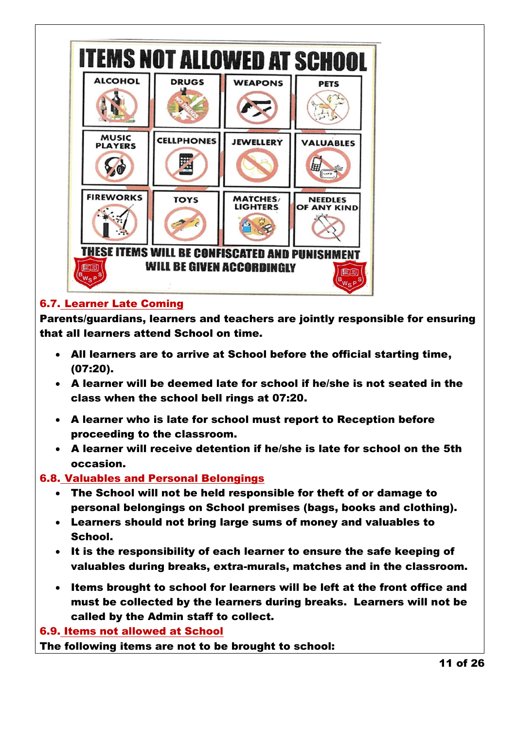ITEMS NOT ALLOWED AT SCHOOL

| ALCOHOL | DRUGS | WEAPONS | PETS |
| --- | --- | --- | --- |
| MUSIC PLAYERS | CELLPHONES | JEWELLERY | VALUABLES |
| FIREWORKS | TOYS | MATCHES/ LIGHTERS | NEEDLES OF ANY KIND |

THESE ITEMS WILL BE CONFISCATED AND PUNISHMENT WILL BE GIVEN ACCORDINGLY

## 6.7. Learner Late Coming

**Parents/guardians, learners and teachers are jointly responsible for ensuring that all learners attend School on time.**

- **All learners are to arrive at School before the official starting time, (07:20).**
- **A learner will be deemed late for school if he/she is not seated in the class when the school bell rings at 07:20.**
- **A learner who is late for school must report to Reception before proceeding to the classroom.**
- **A learner will receive detention if he/she is late for school on the 5th occasion.**

## 6.8. Valuables and Personal Belongings

- **The School will not be held responsible for theft of or damage to personal belongings on School premises (bags, books and clothing).**
- **Learners should not bring large sums of money and valuables to School.**
- **It is the responsibility of each learner to ensure the safe keeping of valuables during breaks, extra-murals, matches and in the classroom.**
- **Items brought to school for learners will be left at the front office and must be collected by the learners during breaks. Learners will not be called by the Admin staff to collect.**

## 6.9. Items not allowed at School

**The following items are not to be brought to school:**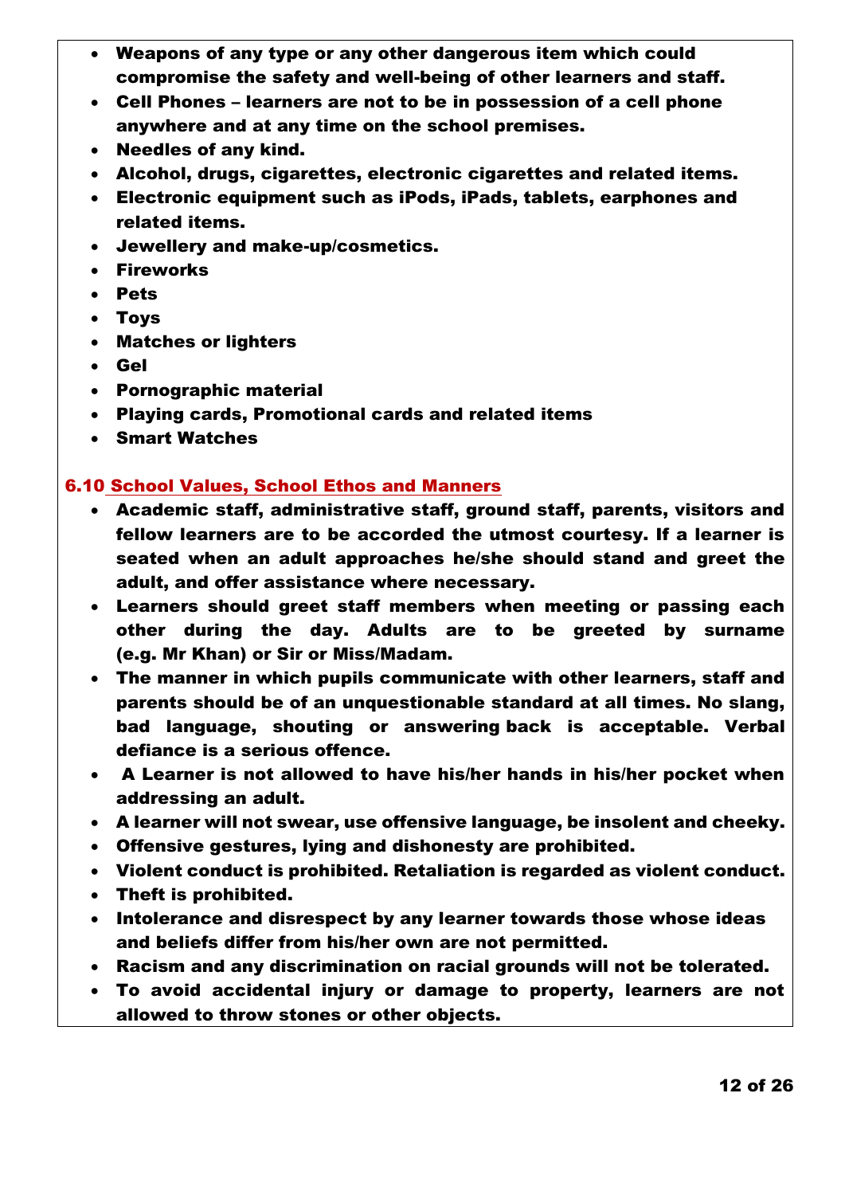- **Weapons of any type or any other dangerous item which could compromise the safety and well-being of other learners and staff.**
- **Cell Phones – learners are not to be in possession of a cell phone anywhere and at any time on the school premises.**
- **Needles of any kind.**
- **Alcohol, drugs, cigarettes, electronic cigarettes and related items.**
- **Electronic equipment such as iPods, iPads, tablets, earphones and related items.**
- **Jewellery and make-up/cosmetics.**
- **Fireworks**
- **Pets**
- **Toys**
- **Matches or lighters**
- **Gel**
- **Pornographic material**
- **Playing cards, Promotional cards and related items**
- **Smart Watches**

### 6.10 School Values, School Ethos and Manners

- **Academic staff, administrative staff, ground staff, parents, visitors and fellow learners are to be accorded the utmost courtesy. If a learner is seated when an adult approaches he/she should stand and greet the adult, and offer assistance where necessary.**
- **Learners should greet staff members when meeting or passing each other during the day. Adults are to be greeted by surname (e.g. Mr Khan) or Sir or Miss/Madam.**
- **The manner in which pupils communicate with other learners, staff and parents should be of an unquestionable standard at all times. No slang, bad language, shouting or answering back is acceptable. Verbal defiance is a serious offence.**
- **A Learner is not allowed to have his/her hands in his/her pocket when addressing an adult.**
- **A learner will not swear, use offensive language, be insolent and cheeky.**
- **Offensive gestures, lying and dishonesty are prohibited.**
- **Violent conduct is prohibited. Retaliation is regarded as violent conduct.**
- **Theft is prohibited.**
- **Intolerance and disrespect by any learner towards those whose ideas and beliefs differ from his/her own are not permitted.**
- **Racism and any discrimination on racial grounds will not be tolerated.**
- **To avoid accidental injury or damage to property, learners are not allowed to throw stones or other objects.**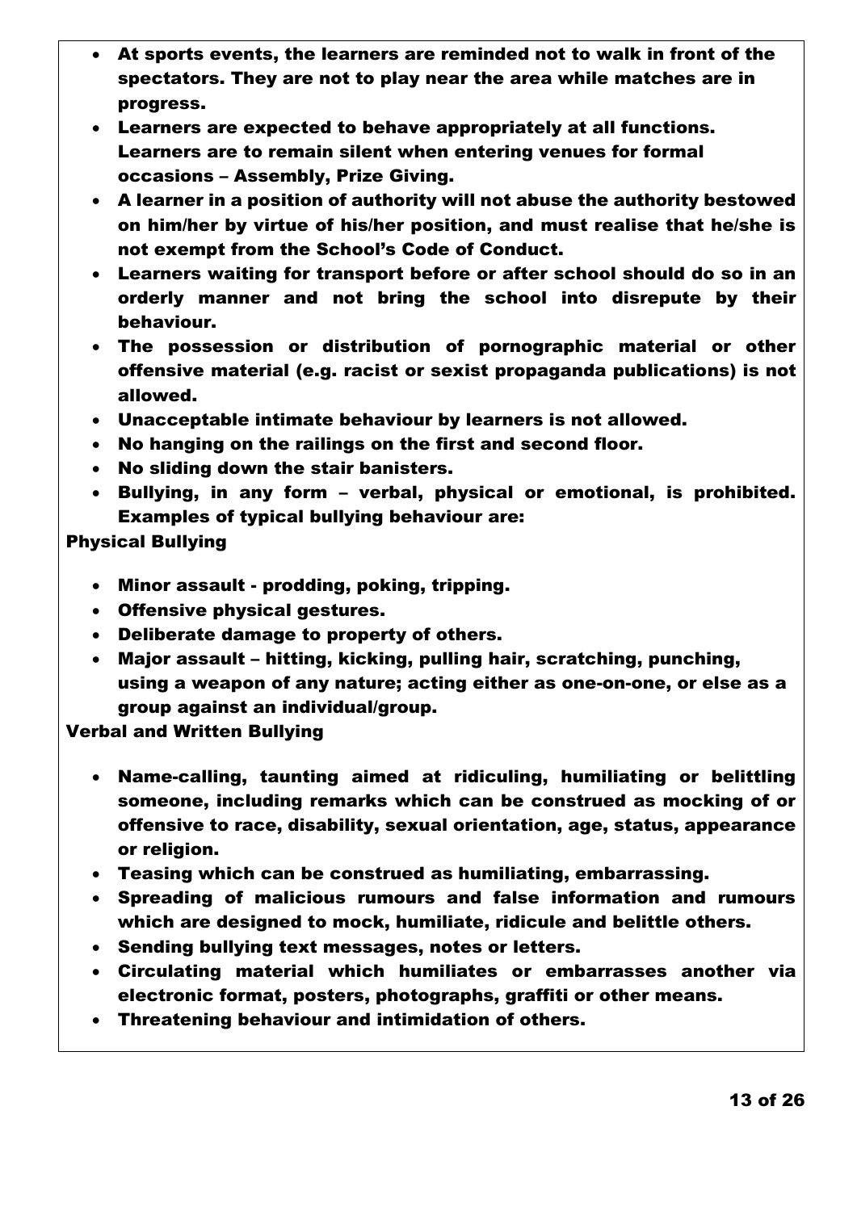- **At sports events, the learners are reminded not to walk in front of the spectators. They are not to play near the area while matches are in progress.**
- **Learners are expected to behave appropriately at all functions. Learners are to remain silent when entering venues for formal occasions – Assembly, Prize Giving.**
- **A learner in a position of authority will not abuse the authority bestowed on him/her by virtue of his/her position, and must realise that he/she is not exempt from the School's Code of Conduct.**
- **Learners waiting for transport before or after school should do so in an orderly manner and not bring the school into disrepute by their behaviour.**
- **The possession or distribution of pornographic material or other offensive material (e.g. racist or sexist propaganda publications) is not allowed.**
- **Unacceptable intimate behaviour by learners is not allowed.**
- **No hanging on the railings on the first and second floor.**
- **No sliding down the stair banisters.**
- **Bullying, in any form – verbal, physical or emotional, is prohibited. Examples of typical bullying behaviour are:**

**Physical Bullying**

- **Minor assault - prodding, poking, tripping.**
- **Offensive physical gestures.**
- **Deliberate damage to property of others.**
- **Major assault – hitting, kicking, pulling hair, scratching, punching, using a weapon of any nature; acting either as one-on-one, or else as a group against an individual/group.**

**Verbal and Written Bullying**

- **Name-calling, taunting aimed at ridiculing, humiliating or belittling someone, including remarks which can be construed as mocking of or offensive to race, disability, sexual orientation, age, status, appearance or religion.**
- **Teasing which can be construed as humiliating, embarrassing.**
- **Spreading of malicious rumours and false information and rumours which are designed to mock, humiliate, ridicule and belittle others.**
- **Sending bullying text messages, notes or letters.**
- **Circulating material which humiliates or embarrasses another via electronic format, posters, photographs, graffiti or other means.**
- **Threatening behaviour and intimidation of others.**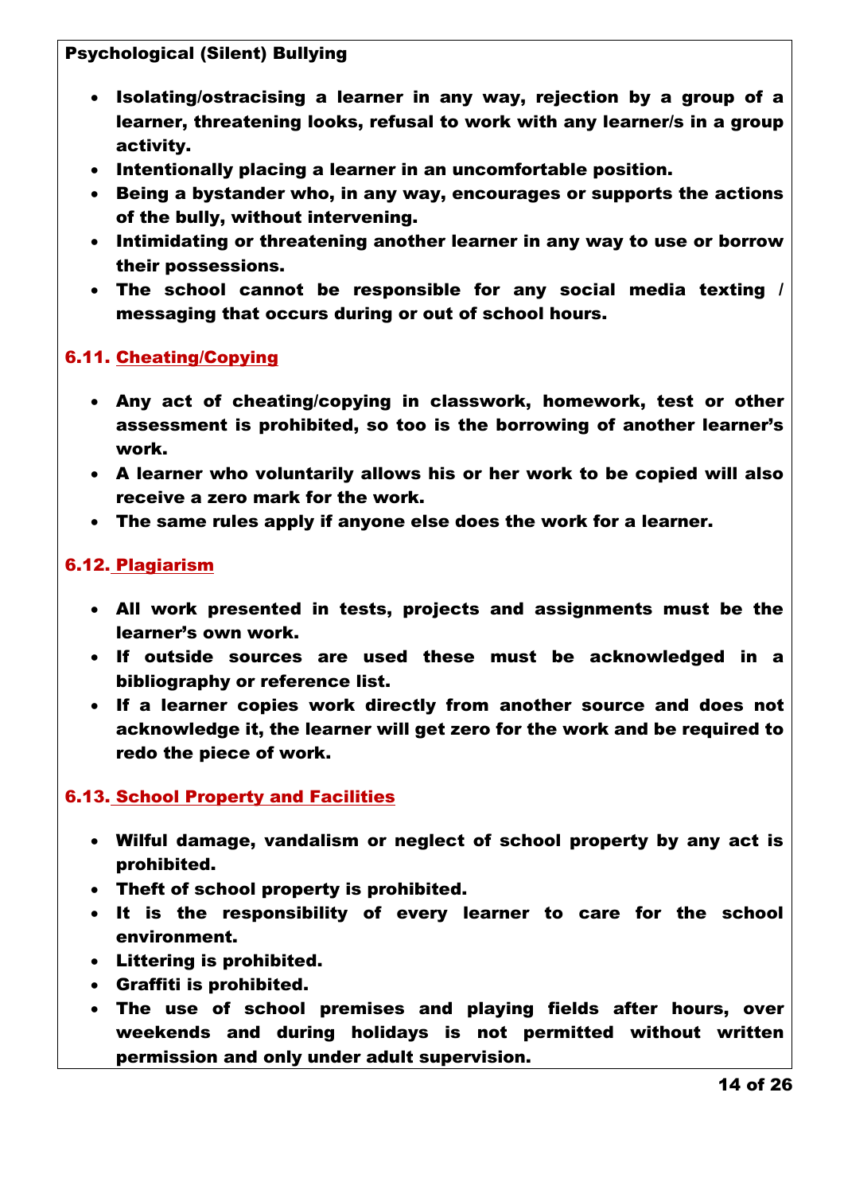**Psychological (Silent) Bullying**

- **Isolating/ostracising a learner in any way, rejection by a group of a learner, threatening looks, refusal to work with any learner/s in a group activity.**
- **Intentionally placing a learner in an uncomfortable position.**
- **Being a bystander who, in any way, encourages or supports the actions of the bully, without intervening.**
- **Intimidating or threatening another learner in any way to use or borrow their possessions.**
- **The school cannot be responsible for any social media texting / messaging that occurs during or out of school hours.**

### 6.11. Cheating/Copying

- **Any act of cheating/copying in classwork, homework, test or other assessment is prohibited, so too is the borrowing of another learner's work.**
- **A learner who voluntarily allows his or her work to be copied will also receive a zero mark for the work.**
- **The same rules apply if anyone else does the work for a learner.**

### 6.12. Plagiarism

- **All work presented in tests, projects and assignments must be the learner's own work.**
- **If outside sources are used these must be acknowledged in a bibliography or reference list.**
- **If a learner copies work directly from another source and does not acknowledge it, the learner will get zero for the work and be required to redo the piece of work.**

### 6.13. School Property and Facilities

- **Wilful damage, vandalism or neglect of school property by any act is prohibited.**
- **Theft of school property is prohibited.**
- **It is the responsibility of every learner to care for the school environment.**
- **Littering is prohibited.**
- **Graffiti is prohibited.**
- **The use of school premises and playing fields after hours, over weekends and during holidays is not permitted without written permission and only under adult supervision.**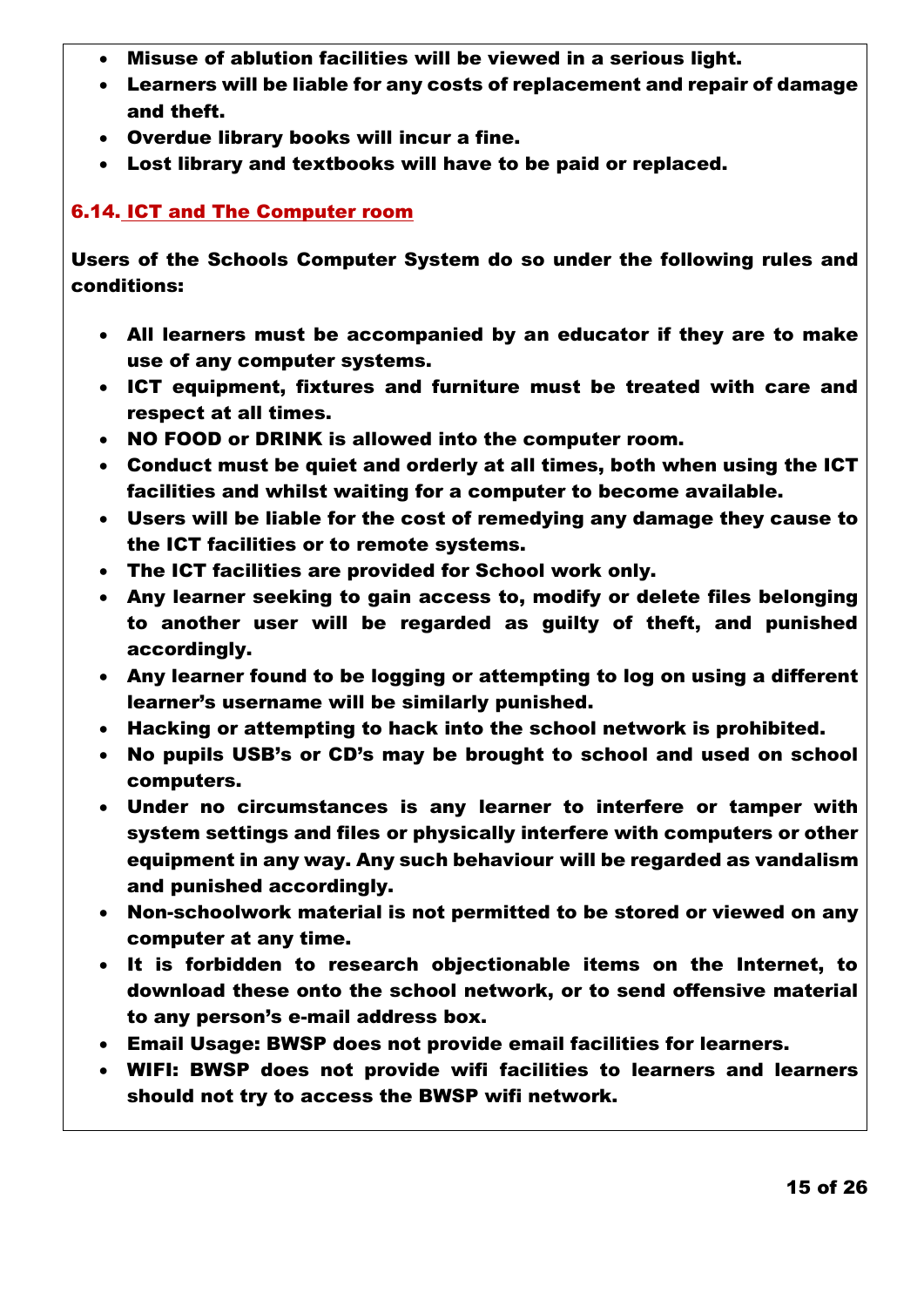- **Misuse of ablution facilities will be viewed in a serious light.**
- **Learners will be liable for any costs of replacement and repair of damage and theft.**
- **Overdue library books will incur a fine.**
- **Lost library and textbooks will have to be paid or replaced.**

### 6.14. ICT and The Computer room

**Users of the Schools Computer System do so under the following rules and conditions:**

- **All learners must be accompanied by an educator if they are to make use of any computer systems.**
- **ICT equipment, fixtures and furniture must be treated with care and respect at all times.**
- **NO FOOD or DRINK is allowed into the computer room.**
- **Conduct must be quiet and orderly at all times, both when using the ICT facilities and whilst waiting for a computer to become available.**
- **Users will be liable for the cost of remedying any damage they cause to the ICT facilities or to remote systems.**
- **The ICT facilities are provided for School work only.**
- **Any learner seeking to gain access to, modify or delete files belonging to another user will be regarded as guilty of theft, and punished accordingly.**
- **Any learner found to be logging or attempting to log on using a different learner's username will be similarly punished.**
- **Hacking or attempting to hack into the school network is prohibited.**
- **No pupils USB's or CD's may be brought to school and used on school computers.**
- **Under no circumstances is any learner to interfere or tamper with system settings and files or physically interfere with computers or other equipment in any way. Any such behaviour will be regarded as vandalism and punished accordingly.**
- **Non-schoolwork material is not permitted to be stored or viewed on any computer at any time.**
- **It is forbidden to research objectionable items on the Internet, to download these onto the school network, or to send offensive material to any person's e-mail address box.**
- **Email Usage: BWSP does not provide email facilities for learners.**
- **WIFI: BWSP does not provide wifi facilities to learners and learners should not try to access the BWSP wifi network.**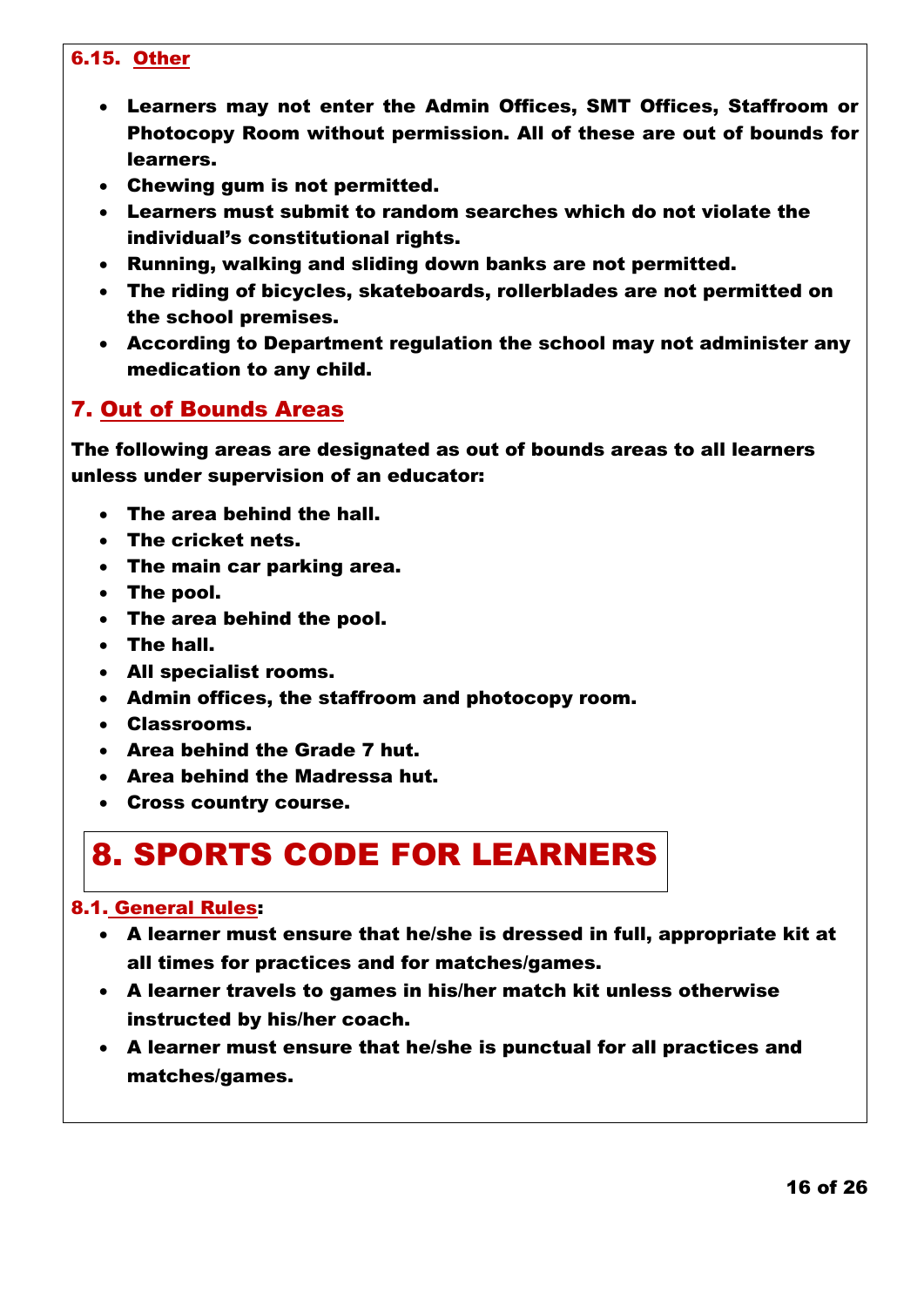### 6.15. Other

- **Learners may not enter the Admin Offices, SMT Offices, Staffroom or Photocopy Room without permission. All of these are out of bounds for learners.**
- **Chewing gum is not permitted.**
- **Learners must submit to random searches which do not violate the individual's constitutional rights.**
- **Running, walking and sliding down banks are not permitted.**
- **The riding of bicycles, skateboards, rollerblades are not permitted on the school premises.**
- **According to Department regulation the school may not administer any medication to any child.**

## 7. Out of Bounds Areas

**The following areas are designated as out of bounds areas to all learners unless under supervision of an educator:**

- **The area behind the hall.**
- **The cricket nets.**
- **The main car parking area.**
- **The pool.**
- **The area behind the pool.**
- **The hall.**
- **All specialist rooms.**
- **Admin offices, the staffroom and photocopy room.**
- **Classrooms.**
- **Area behind the Grade 7 hut.**
- **Area behind the Madressa hut.**
- **Cross country course.**

# 8. SPORTS CODE FOR LEARNERS

### 8.1. General Rules:

- **A learner must ensure that he/she is dressed in full, appropriate kit at all times for practices and for matches/games.**
- **A learner travels to games in his/her match kit unless otherwise instructed by his/her coach.**
- **A learner must ensure that he/she is punctual for all practices and matches/games.**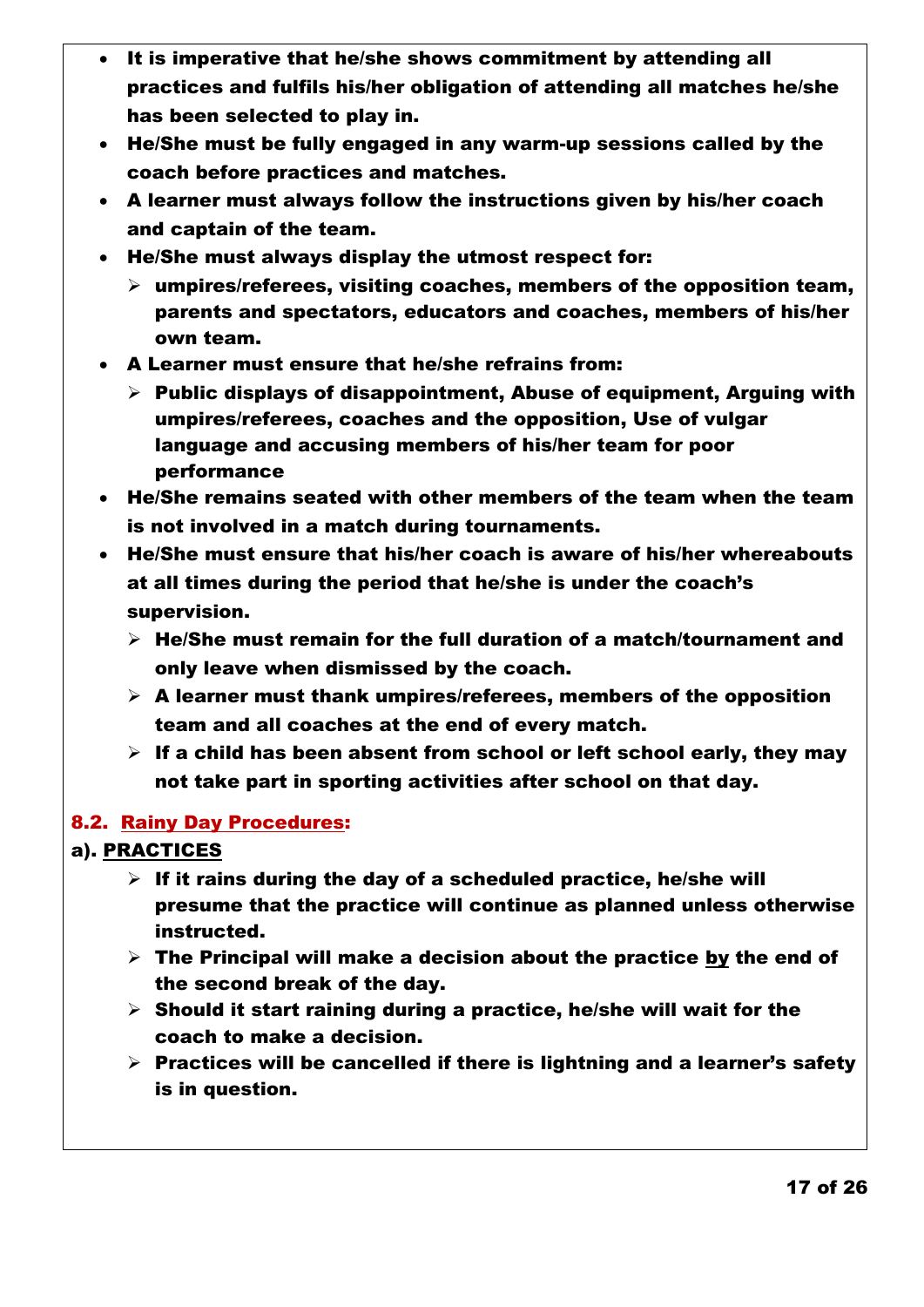- **It is imperative that he/she shows commitment by attending all practices and fulfils his/her obligation of attending all matches he/she has been selected to play in.**
- **He/She must be fully engaged in any warm-up sessions called by the coach before practices and matches.**
- **A learner must always follow the instructions given by his/her coach and captain of the team.**
- **He/She must always display the utmost respect for:**
  - **umpires/referees, visiting coaches, members of the opposition team, parents and spectators, educators and coaches, members of his/her own team.**
- **A Learner must ensure that he/she refrains from:**
  - **Public displays of disappointment, Abuse of equipment, Arguing with umpires/referees, coaches and the opposition, Use of vulgar language and accusing members of his/her team for poor performance**
- **He/She remains seated with other members of the team when the team is not involved in a match during tournaments.**
- **He/She must ensure that his/her coach is aware of his/her whereabouts at all times during the period that he/she is under the coach's supervision.**
  - **He/She must remain for the full duration of a match/tournament and only leave when dismissed by the coach.**
  - **A learner must thank umpires/referees, members of the opposition team and all coaches at the end of every match.**
  - **If a child has been absent from school or left school early, they may not take part in sporting activities after school on that day.**

### 8.2. <u>Rainy Day Procedures</u>:

**a). <u>PRACTICES</u>**

- **If it rains during the day of a scheduled practice, he/she will presume that the practice will continue as planned unless otherwise instructed.**
- **The Principal will make a decision about the practice <u>by</u> the end of the second break of the day.**
- **Should it start raining during a practice, he/she will wait for the coach to make a decision.**
- **Practices will be cancelled if there is lightning and a learner's safety is in question.**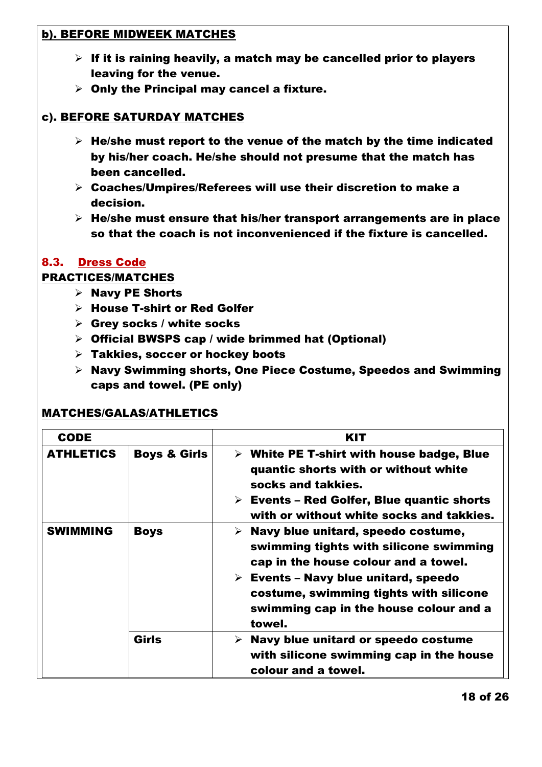**b). BEFORE MIDWEEK MATCHES**

- **If it is raining heavily, a match may be cancelled prior to players leaving for the venue.**
- **Only the Principal may cancel a fixture.**

**c). BEFORE SATURDAY MATCHES**

- **He/she must report to the venue of the match by the time indicated by his/her coach. He/she should not presume that the match has been cancelled.**
- **Coaches/Umpires/Referees will use their discretion to make a decision.**
- **He/she must ensure that his/her transport arrangements are in place so that the coach is not inconvenienced if the fixture is cancelled.**

## 8.3. Dress Code

**PRACTICES/MATCHES**

- **Navy PE Shorts**
- **House T-shirt or Red Golfer**
- **Grey socks / white socks**
- **Official BWSPS cap / wide brimmed hat (Optional)**
- **Takkies, soccer or hockey boots**
- **Navy Swimming shorts, One Piece Costume, Speedos and Swimming caps and towel. (PE only)**

**MATCHES/GALAS/ATHLETICS**

| CODE | | KIT |
|---|---|---|
| **ATHLETICS** | **Boys & Girls** | ➢ **White PE T-shirt with house badge, Blue quantic shorts with or without white socks and takkies.** <br> ➢ **Events – Red Golfer, Blue quantic shorts with or without white socks and takkies.** |
| **SWIMMING** | **Boys** | ➢ **Navy blue unitard, speedo costume, swimming tights with silicone swimming cap in the house colour and a towel.** <br> ➢ **Events – Navy blue unitard, speedo costume, swimming tights with silicone swimming cap in the house colour and a towel.** |
| | **Girls** | ➢ **Navy blue unitard or speedo costume with silicone swimming cap in the house colour and a towel.** |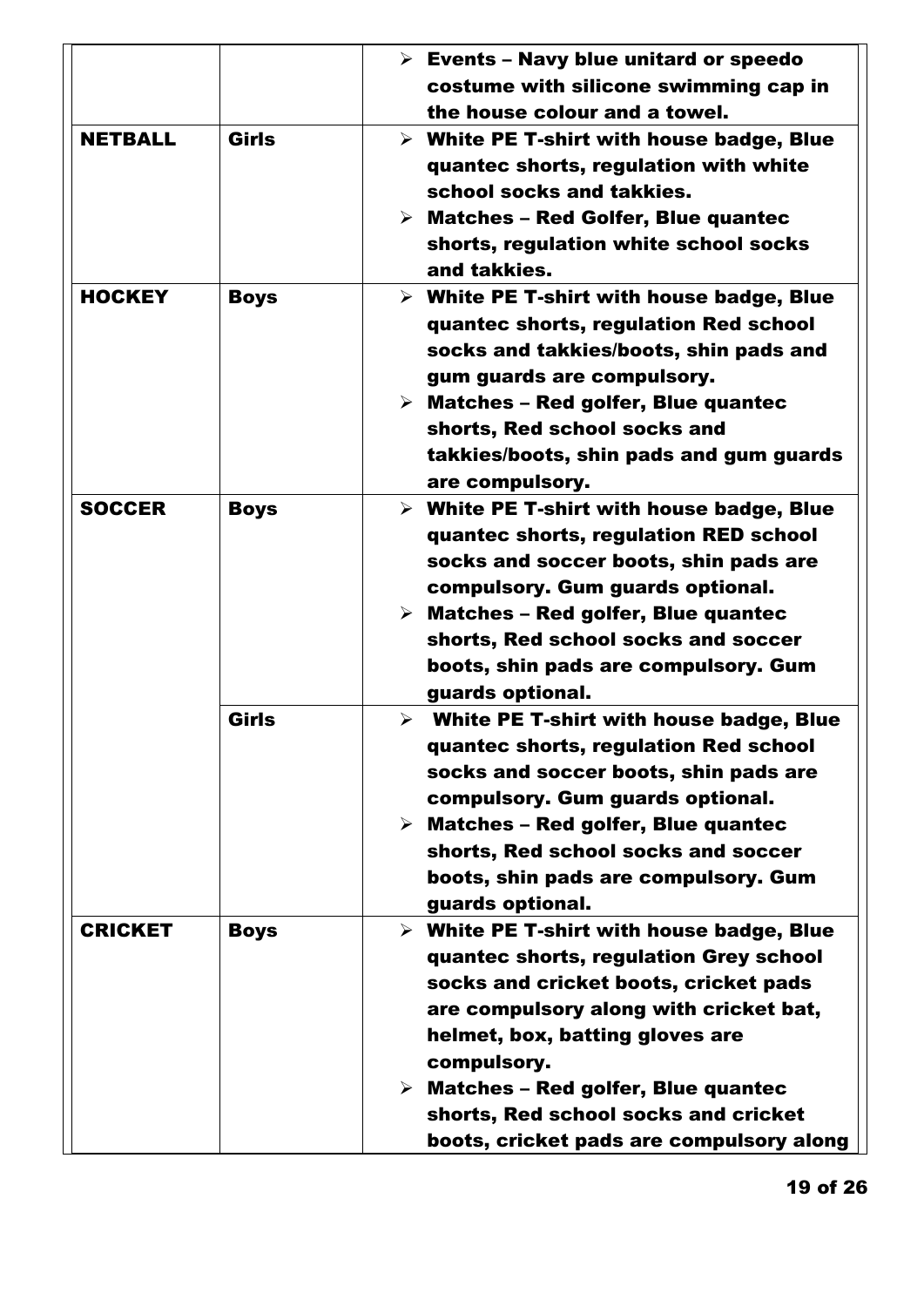| | | |
|---|---|---|
| | | ➢ Events – Navy blue unitard or speedo costume with silicone swimming cap in the house colour and a towel. |
| **NETBALL** | **Girls** | ➢ White PE T-shirt with house badge, Blue quantec shorts, regulation with white school socks and takkies.<br>➢ Matches – Red Golfer, Blue quantec shorts, regulation white school socks and takkies. |
| **HOCKEY** | **Boys** | ➢ White PE T-shirt with house badge, Blue quantec shorts, regulation Red school socks and takkies/boots, shin pads and gum guards are compulsory.<br>➢ Matches – Red golfer, Blue quantec shorts, Red school socks and takkies/boots, shin pads and gum guards are compulsory. |
| **SOCCER** | **Boys** | ➢ White PE T-shirt with house badge, Blue quantec shorts, regulation RED school socks and soccer boots, shin pads are compulsory. Gum guards optional.<br>➢ Matches – Red golfer, Blue quantec shorts, Red school socks and soccer boots, shin pads are compulsory. Gum guards optional. |
| | **Girls** | ➢ White PE T-shirt with house badge, Blue quantec shorts, regulation Red school socks and soccer boots, shin pads are compulsory. Gum guards optional.<br>➢ Matches – Red golfer, Blue quantec shorts, Red school socks and soccer boots, shin pads are compulsory. Gum guards optional. |
| **CRICKET** | **Boys** | ➢ White PE T-shirt with house badge, Blue quantec shorts, regulation Grey school socks and cricket boots, cricket pads are compulsory along with cricket bat, helmet, box, batting gloves are compulsory.<br>➢ Matches – Red golfer, Blue quantec shorts, Red school socks and cricket boots, cricket pads are compulsory along |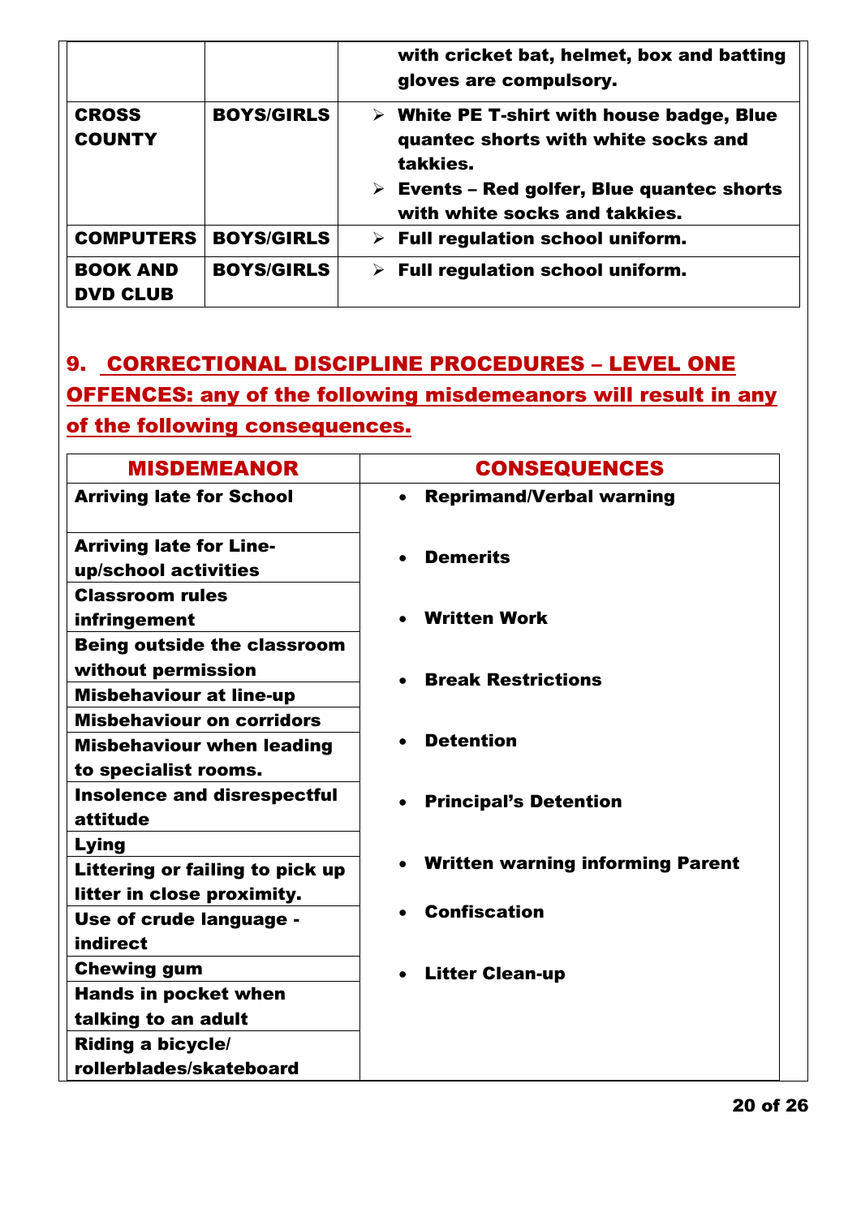| | | |
|---|---|---|
| | | with cricket bat, helmet, box and batting gloves are compulsory. |
| **CROSS COUNTY** | **BOYS/GIRLS** | ➢ White PE T-shirt with house badge, Blue quantec shorts with white socks and takkies.<br>➢ Events – Red golfer, Blue quantec shorts with white socks and takkies. |
| **COMPUTERS** | **BOYS/GIRLS** | ➢ Full regulation school uniform. |
| **BOOK AND DVD CLUB** | **BOYS/GIRLS** | ➢ Full regulation school uniform. |

## 9. CORRECTIONAL DISCIPLINE PROCEDURES – LEVEL ONE OFFENCES: any of the following misdemeanors will result in any of the following consequences.

| MISDEMEANOR | CONSEQUENCES |
|---|---|
| Arriving late for School | • Reprimand/Verbal warning |
| Arriving late for Line-up/school activities | • Demerits |
| Classroom rules infringement | • Written Work |
| Being outside the classroom without permission | • Break Restrictions |
| Misbehaviour at line-up | |
| Misbehaviour on corridors | • Detention |
| Misbehaviour when leading to specialist rooms. | |
| Insolence and disrespectful attitude | • Principal's Detention |
| Lying | |
| Littering or failing to pick up litter in close proximity. | • Written warning informing Parent |
| Use of crude language - indirect | • Confiscation |
| Chewing gum | • Litter Clean-up |
| Hands in pocket when talking to an adult | |
| Riding a bicycle/ rollerblades/skateboard | |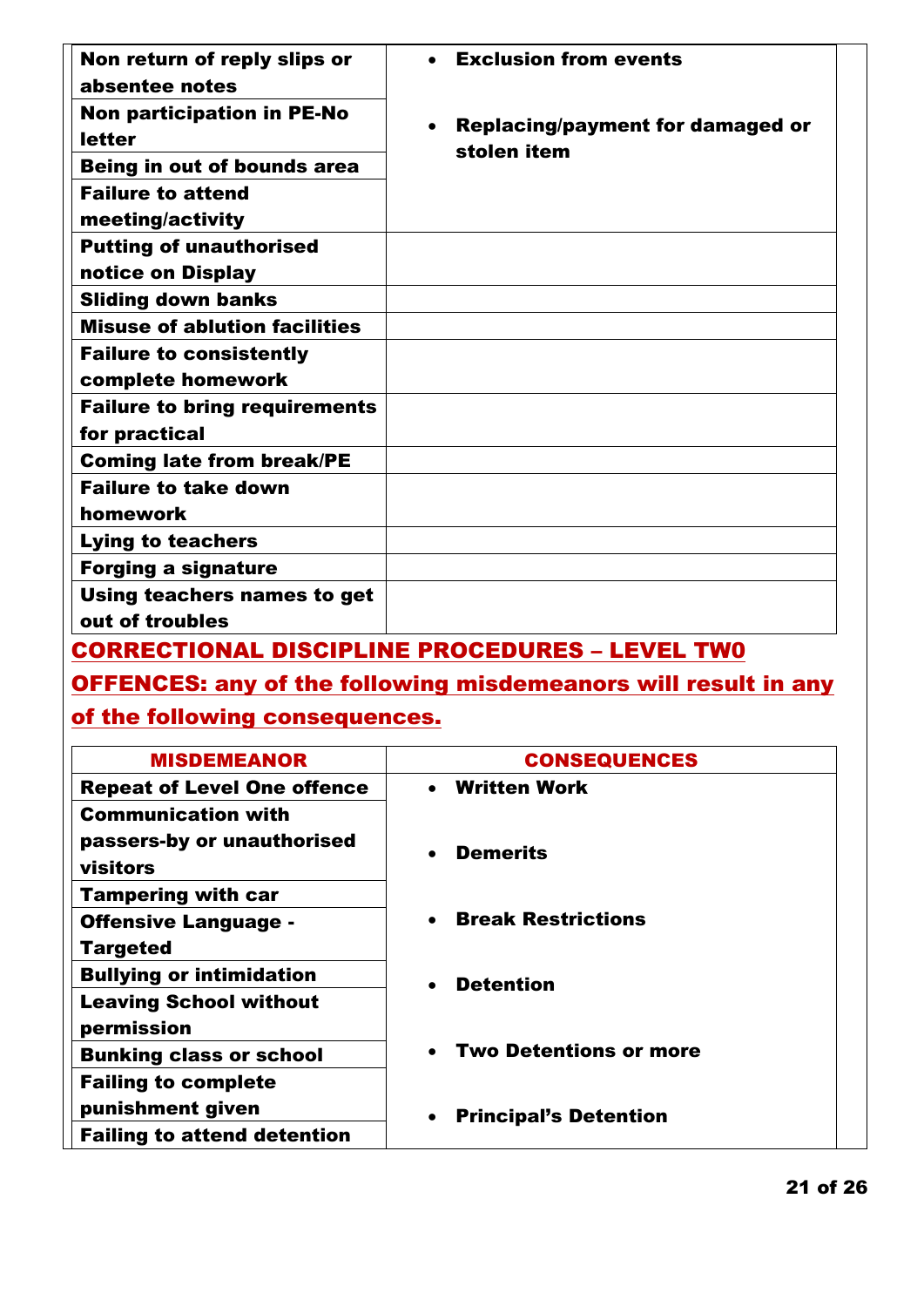| | |
|---|---|
| **Non return of reply slips or absentee notes** | • **Exclusion from events** |
| **Non participation in PE-No letter** | • **Replacing/payment for damaged or stolen item** |
| **Being in out of bounds area** | |
| **Failure to attend meeting/activity** | |
| **Putting of unauthorised notice on Display** | |
| **Sliding down banks** | |
| **Misuse of ablution facilities** | |
| **Failure to consistently complete homework** | |
| **Failure to bring requirements for practical** | |
| **Coming late from break/PE** | |
| **Failure to take down homework** | |
| **Lying to teachers** | |
| **Forging a signature** | |
| **Using teachers names to get out of troubles** | |

## CORRECTIONAL DISCIPLINE PROCEDURES – LEVEL TW0

**OFFENCES: any of the following misdemeanors will result in any of the following consequences.**

| MISDEMEANOR | CONSEQUENCES |
|---|---|
| **Repeat of Level One offence** | • **Written Work** |
| **Communication with passers-by or unauthorised visitors** | • **Demerits** |
| **Tampering with car** | |
| **Offensive Language - Targeted** | • **Break Restrictions** |
| **Bullying or intimidation** | • **Detention** |
| **Leaving School without permission** | |
| **Bunking class or school** | • **Two Detentions or more** |
| **Failing to complete punishment given** | • **Principal's Detention** |
| **Failing to attend detention** | |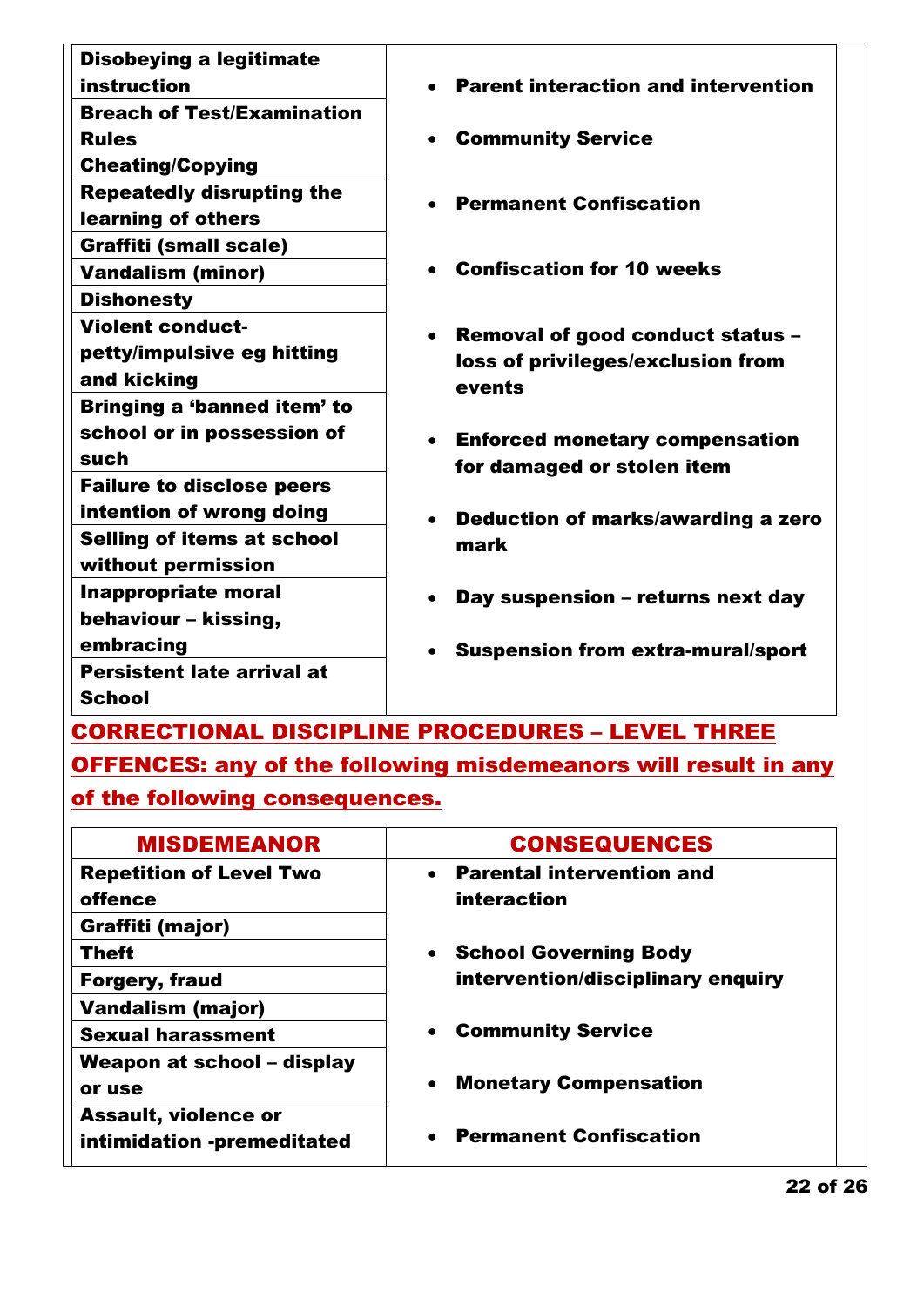| | |
|---|---|
| **Disobeying a legitimate instruction** | • **Parent interaction and intervention** |
| **Breach of Test/Examination Rules Cheating/Copying** | • **Community Service** |
| **Repeatedly disrupting the learning of others** | • **Permanent Confiscation** |
| **Graffiti (small scale)** | |
| **Vandalism (minor)** | • **Confiscation for 10 weeks** |
| **Dishonesty** | |
| **Violent conduct- petty/impulsive eg hitting and kicking** | • **Removal of good conduct status – loss of privileges/exclusion from events** |
| **Bringing a 'banned item' to school or in possession of such** | • **Enforced monetary compensation for damaged or stolen item** |
| **Failure to disclose peers intention of wrong doing** | |
| **Selling of items at school without permission** | • **Deduction of marks/awarding a zero mark** |
| **Inappropriate moral behaviour – kissing, embracing** | • **Day suspension – returns next day** <br> • **Suspension from extra-mural/sport** |
| **Persistent late arrival at School** | |

## CORRECTIONAL DISCIPLINE PROCEDURES – LEVEL THREE OFFENCES: any of the following misdemeanors will result in any of the following consequences.

| MISDEMEANOR | CONSEQUENCES |
|---|---|
| **Repetition of Level Two offence** | • **Parental intervention and interaction** |
| **Graffiti (major)** | |
| **Theft** | • **School Governing Body intervention/disciplinary enquiry** |
| **Forgery, fraud** | |
| **Vandalism (major)** | |
| **Sexual harassment** | • **Community Service** |
| **Weapon at school – display or use** | • **Monetary Compensation** |
| **Assault, violence or intimidation -premeditated** | • **Permanent Confiscation** |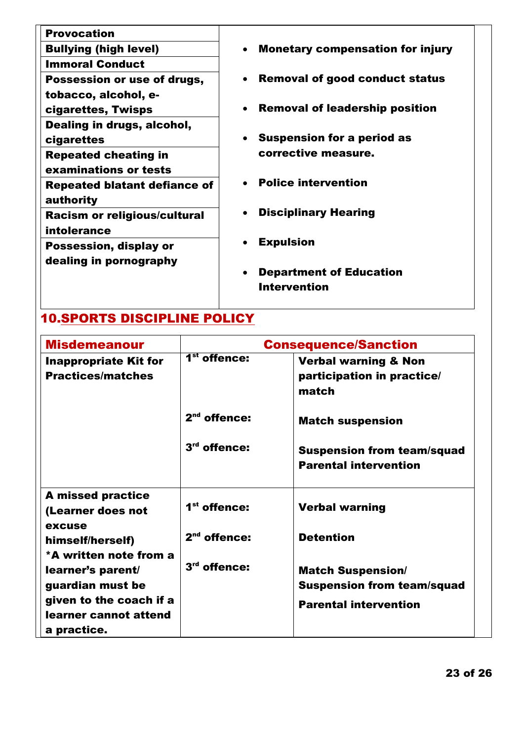| | |
|---|---|
| **Provocation** | • **Monetary compensation for injury** |
| **Bullying (high level)** | • **Removal of good conduct status** |
| **Immoral Conduct** | • **Removal of leadership position** |
| **Possession or use of drugs, tobacco, alcohol, e-cigarettes, Twisps** | • **Suspension for a period as corrective measure.** |
| **Dealing in drugs, alcohol, cigarettes** | • **Police intervention** |
| **Repeated cheating in examinations or tests** | • **Disciplinary Hearing** |
| **Repeated blatant defiance of authority** | • **Expulsion** |
| **Racism or religious/cultural intolerance** | • **Department of Education Intervention** |
| **Possession, display or dealing in pornography** | |

## 10. SPORTS DISCIPLINE POLICY

| Misdemeanour | Consequence/Sanction | |
|---|---|---|
| **Inappropriate Kit for Practices/matches** | **1st offence:** | **Verbal warning & Non participation in practice/ match** |
| | **2nd offence:** | **Match suspension** |
| | **3rd offence:** | **Suspension from team/squad**<br>**Parental intervention** |
| **A missed practice (Learner does not excuse himself/herself)**<br>**\*A written note from a learner's parent/ guardian must be given to the coach if a learner cannot attend a practice.** | **1st offence:** | **Verbal warning** |
| | **2nd offence:** | **Detention** |
| | **3rd offence:** | **Match Suspension/ Suspension from team/squad**<br>**Parental intervention** |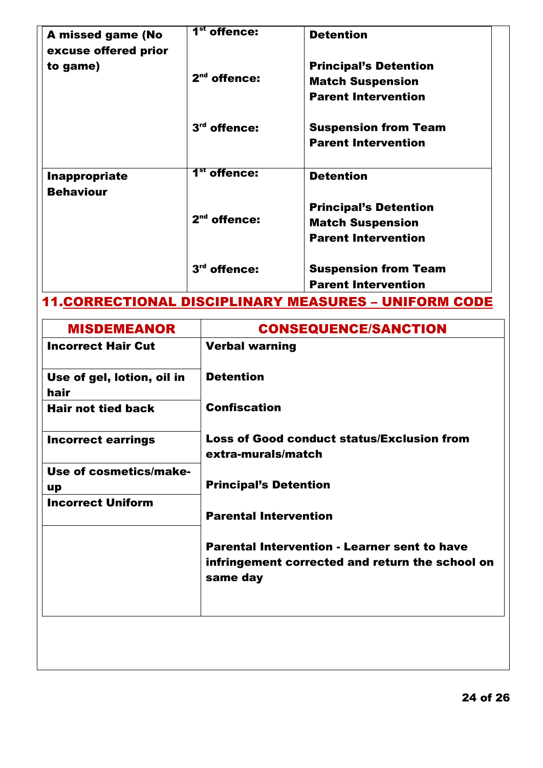| | | |
|---|---|---|
| **A missed game (No excuse offered prior to game)** | **1st offence:** | **Detention** |
| | **2nd offence:** | **Principal's Detention**<br>**Match Suspension**<br>**Parent Intervention** |
| | **3rd offence:** | **Suspension from Team**<br>**Parent Intervention** |
| **Inappropriate Behaviour** | **1st offence:** | **Detention** |
| | **2nd offence:** | **Principal's Detention**<br>**Match Suspension**<br>**Parent Intervention** |
| | **3rd offence:** | **Suspension from Team**<br>**Parent Intervention** |

## 11. CORRECTIONAL DISCIPLINARY MEASURES – UNIFORM CODE

| MISDEMEANOR | CONSEQUENCE/SANCTION |
|---|---|
| **Incorrect Hair Cut** | **Verbal warning** |
| **Use of gel, lotion, oil in hair** | **Detention** |
| **Hair not tied back** | **Confiscation** |
| **Incorrect earrings** | **Loss of Good conduct status/Exclusion from extra-murals/match** |
| **Use of cosmetics/make-up** | **Principal's Detention** |
| **Incorrect Uniform** | **Parental Intervention** |
| | **Parental Intervention - Learner sent to have infringement corrected and return the school on same day** |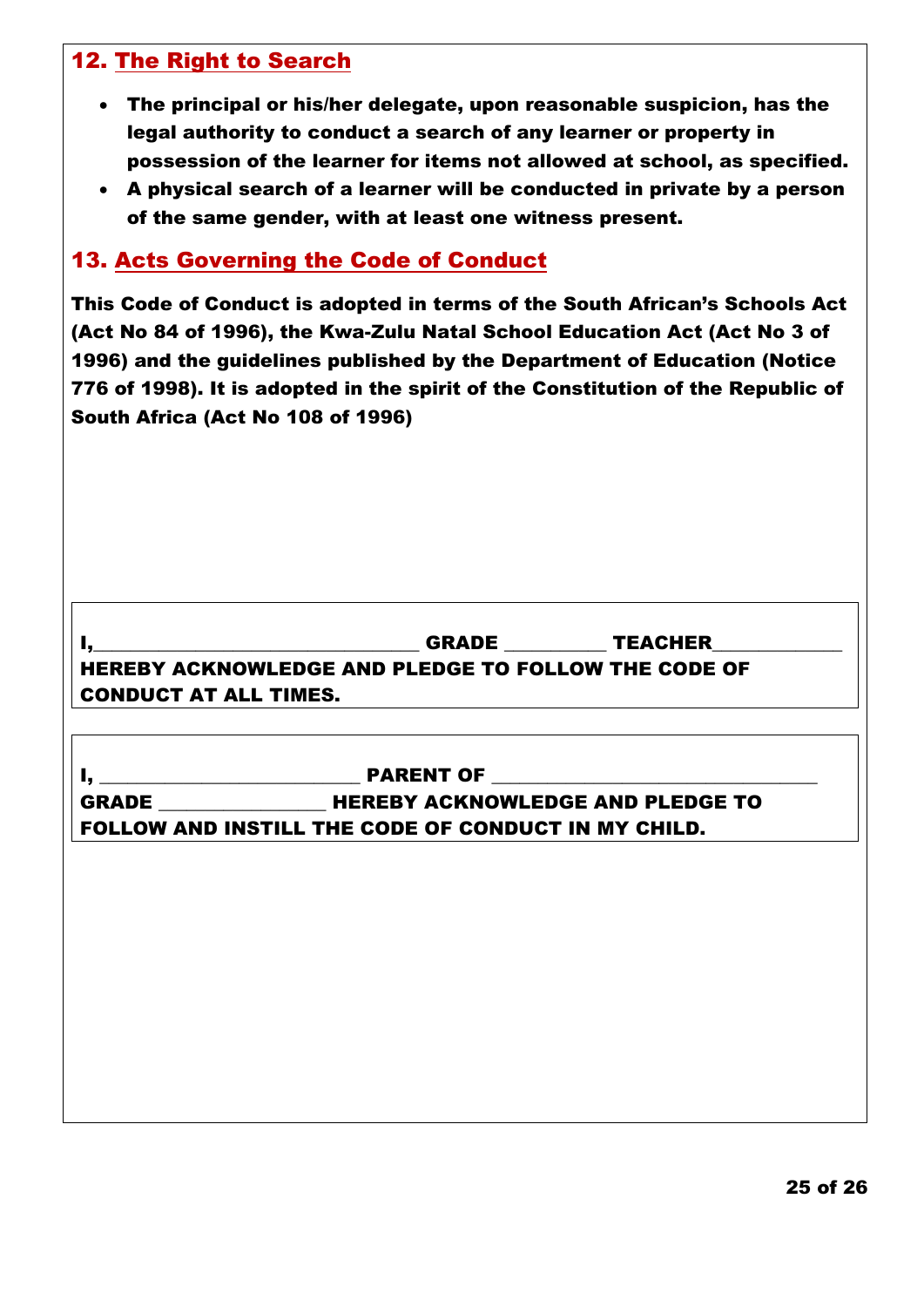## 12. The Right to Search

- **The principal or his/her delegate, upon reasonable suspicion, has the legal authority to conduct a search of any learner or property in possession of the learner for items not allowed at school, as specified.**
- **A physical search of a learner will be conducted in private by a person of the same gender, with at least one witness present.**

## 13. Acts Governing the Code of Conduct

**This Code of Conduct is adopted in terms of the South African's Schools Act (Act No 84 of 1996), the Kwa-Zulu Natal School Education Act (Act No 3 of 1996) and the guidelines published by the Department of Education (Notice 776 of 1998). It is adopted in the spirit of the Constitution of the Republic of South Africa (Act No 108 of 1996)**

**I,________________________________ GRADE __________ TEACHER_____________ HEREBY ACKNOWLEDGE AND PLEDGE TO FOLLOW THE CODE OF CONDUCT AT ALL TIMES.**

**I, __________________________ PARENT OF _________________________________ GRADE ________________ HEREBY ACKNOWLEDGE AND PLEDGE TO FOLLOW AND INSTILL THE CODE OF CONDUCT IN MY CHILD.**